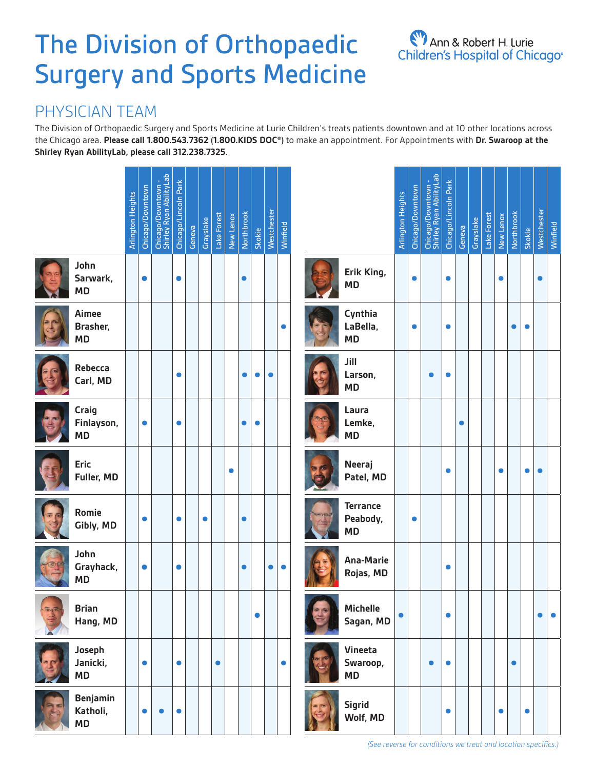# The Division of Orthopaedic Surgery and Sports Medicine

Ann & Robert H. Lurie Children's Hospital of Chicago®

## PHYSICIAN TEAM

The Division of Orthopaedic Surgery and Sports Medicine at Lurie Children's treats patients downtown and at 10 other locations across the Chicago area. **Please call 1.800.543.7362 (1.800.KIDS DOC®)** to make an appointment. For Appointments with **Dr. Swaroop at the Shirley Ryan AbilityLab, please call 312.238.7325**.

| Physician | Arlington Heights | Chicago/Downtown | Chicago/Downtown - Shirley Ryan AbilityLab | Chicago/Lincoln Park | Geneva | Grayslake | Lake Forest | New Lenox | Northbrook | Skokie | Westchester | Winfield |
|---|---|---|---|---|---|---|---|---|---|---|---|---|
| John Sarwark, MD | | ● | | ● | | | | | ● | | | |
| Aimee Brasher, MD | | | | | | | | | | | | ● |
| Rebecca Carl, MD | | | | ● | | | | | ● | ● | ● | |
| Craig Finlayson, MD | | ● | | ● | | | | | ● | ● | | |
| Eric Fuller, MD | | | | | | | | ● | | | | |
| Romie Gibly, MD | | ● | | ● | | ● | | | ● | | | |
| John Grayhack, MD | | ● | | ● | | | | | ● | | ● | ● |
| Brian Hang, MD | | | | | | | | | | ● | | |
| Joseph Janicki, MD | | ● | | ● | | | ● | | | | | ● |
| Benjamin Katholi, MD | | ● | ● | ● | | | | | | | | |
| Erik King, MD | | ● | | ● | | | | ● | | | ● | |
| Cynthia LaBella, MD | | ● | | ● | | | | | ● | ● | | |
| Jill Larson, MD | | | ● | ● | | | | | | | | |
| Laura Lemke, MD | | | | | ● | | | | | | | |
| Neeraj Patel, MD | | | | ● | | | | ● | | ● | ● | |
| Terrance Peabody, MD | | ● | | | | | | | | | | |
| Ana-Marie Rojas, MD | | | | ● | | | | | | | | |
| Michelle Sagan, MD | ● | | | ● | | | | | | | ● | ● |
| Vineeta Swaroop, MD | | | ● | ● | | | | | ● | | | |
| Sigrid Wolf, MD | | | | ● | | | | ● | | ● | | |

*(See reverse for conditions we treat and location specifics.)*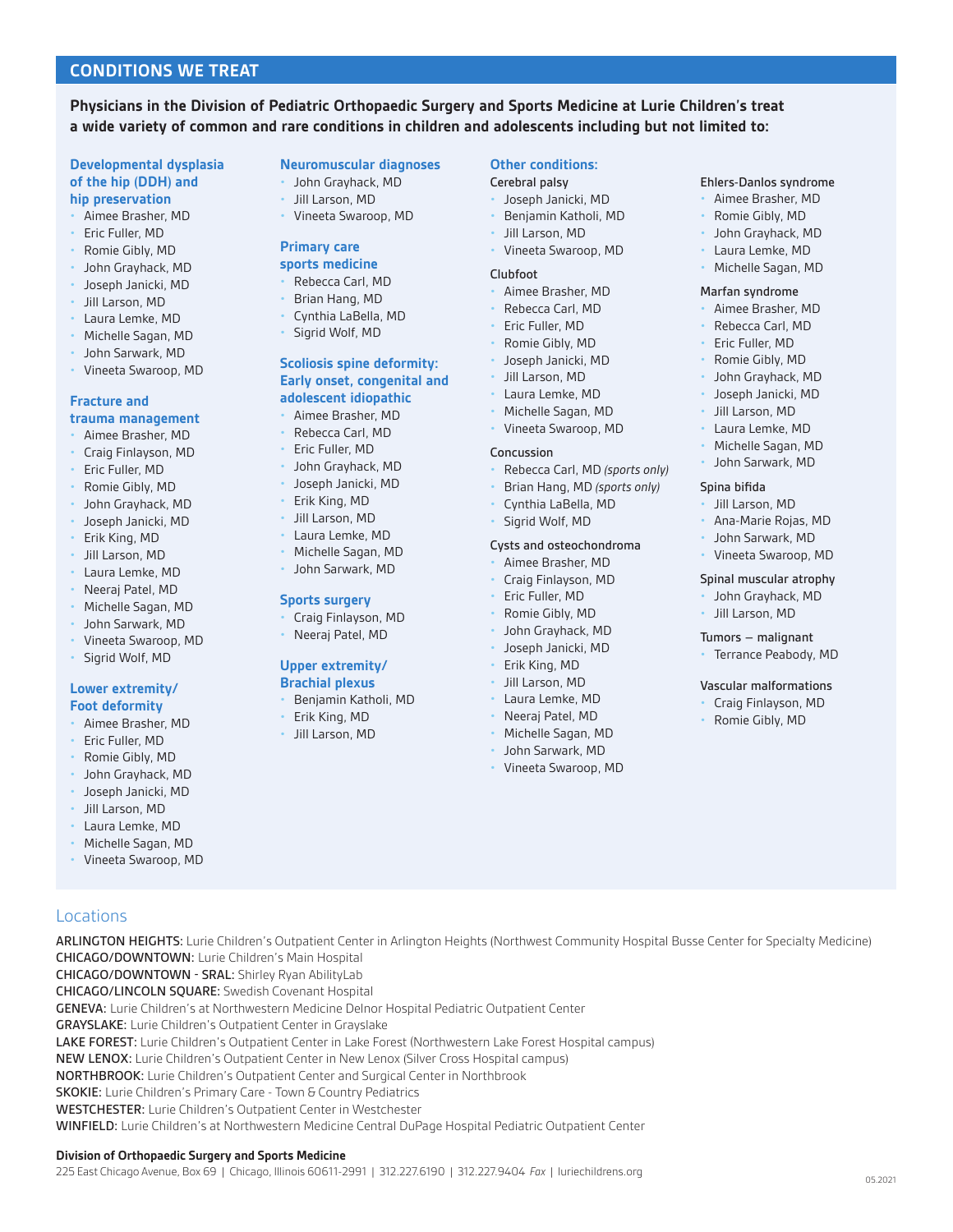## CONDITIONS WE TREAT

**Physicians in the Division of Pediatric Orthopaedic Surgery and Sports Medicine at Lurie Children's treat a wide variety of common and rare conditions in children and adolescents including but not limited to:**

### Developmental dysplasia of the hip (DDH) and hip preservation

- Aimee Brasher, MD
- Eric Fuller, MD
- Romie Gibly, MD
- John Grayhack, MD
- Joseph Janicki, MD
- Jill Larson, MD
- Laura Lemke, MD
- Michelle Sagan, MD
- John Sarwark, MD
- Vineeta Swaroop, MD

### Fracture and trauma management

- Aimee Brasher, MD
- Craig Finlayson, MD
- Eric Fuller, MD
- Romie Gibly, MD
- John Grayhack, MD
- Joseph Janicki, MD
- Erik King, MD
- Jill Larson, MD
- Laura Lemke, MD
- Neeraj Patel, MD
- Michelle Sagan, MD
- John Sarwark, MD
- Vineeta Swaroop, MD
- Sigrid Wolf, MD

### Lower extremity/ Foot deformity

- Aimee Brasher, MD
- Eric Fuller, MD
- Romie Gibly, MD
- John Grayhack, MD
- Joseph Janicki, MD
- Jill Larson, MD
- Laura Lemke, MD
- Michelle Sagan, MD
- Vineeta Swaroop, MD

### Neuromuscular diagnoses

- John Grayhack, MD
- Jill Larson, MD
- Vineeta Swaroop, MD

### Primary care sports medicine

- Rebecca Carl, MD
- Brian Hang, MD
- Cynthia LaBella, MD
- Sigrid Wolf, MD

### Scoliosis spine deformity: Early onset, congenital and adolescent idiopathic

- Aimee Brasher, MD
- Rebecca Carl, MD
- Eric Fuller, MD
- John Grayhack, MD
- Joseph Janicki, MD
- Erik King, MD
- Jill Larson, MD
- Laura Lemke, MD
- Michelle Sagan, MD
- John Sarwark, MD

### Sports surgery

- Craig Finlayson, MD
- Neeraj Patel, MD

### Upper extremity/ Brachial plexus

- Benjamin Katholi, MD
- Erik King, MD
- Jill Larson, MD

### Other conditions:

Cerebral palsy

- Joseph Janicki, MD
- Benjamin Katholi, MD
- Jill Larson, MD
- Vineeta Swaroop, MD

Clubfoot

- Aimee Brasher, MD
- Rebecca Carl, MD
- Eric Fuller, MD
- Romie Gibly, MD
- Joseph Janicki, MD
- Jill Larson, MD
- Laura Lemke, MD
- Michelle Sagan, MD
- Vineeta Swaroop, MD

Concussion

- Rebecca Carl, MD *(sports only)*
- Brian Hang, MD *(sports only)*
- Cynthia LaBella, MD
- Sigrid Wolf, MD

Cysts and osteochondroma

- Aimee Brasher, MD
- Craig Finlayson, MD
- Eric Fuller, MD
- Romie Gibly, MD
- John Grayhack, MD
- Joseph Janicki, MD
- Erik King, MD
- Jill Larson, MD
- Laura Lemke, MD
- Neeraj Patel, MD
- Michelle Sagan, MD
- John Sarwark, MD
- Vineeta Swaroop, MD

Ehlers-Danlos syndrome

- Aimee Brasher, MD
- Romie Gibly, MD
- John Grayhack, MD
- Laura Lemke, MD
- Michelle Sagan, MD

Marfan syndrome

- Aimee Brasher, MD
- Rebecca Carl, MD
- Eric Fuller, MD
- Romie Gibly, MD
- John Grayhack, MD
- Joseph Janicki, MD
- Jill Larson, MD
- Laura Lemke, MD
- Michelle Sagan, MD
- John Sarwark, MD

Spina bifida

- Jill Larson, MD
- Ana-Marie Rojas, MD
- John Sarwark, MD
- Vineeta Swaroop, MD

Spinal muscular atrophy

- John Grayhack, MD
- Jill Larson, MD

Tumors – malignant

- Terrance Peabody, MD

Vascular malformations

- Craig Finlayson, MD
- Romie Gibly, MD

## Locations

ARLINGTON HEIGHTS: Lurie Children's Outpatient Center in Arlington Heights (Northwest Community Hospital Busse Center for Specialty Medicine)
CHICAGO/DOWNTOWN: Lurie Children's Main Hospital
CHICAGO/DOWNTOWN - SRAL: Shirley Ryan AbilityLab
CHICAGO/LINCOLN SQUARE: Swedish Covenant Hospital
GENEVA: Lurie Children's at Northwestern Medicine Delnor Hospital Pediatric Outpatient Center
GRAYSLAKE: Lurie Children's Outpatient Center in Grayslake
LAKE FOREST: Lurie Children's Outpatient Center in Lake Forest (Northwestern Lake Forest Hospital campus)
NEW LENOX: Lurie Children's Outpatient Center in New Lenox (Silver Cross Hospital campus)
NORTHBROOK: Lurie Children's Outpatient Center and Surgical Center in Northbrook
SKOKIE: Lurie Children's Primary Care - Town & Country Pediatrics
WESTCHESTER: Lurie Children's Outpatient Center in Westchester
WINFIELD: Lurie Children's at Northwestern Medicine Central DuPage Hospital Pediatric Outpatient Center

**Division of Orthopaedic Surgery and Sports Medicine**
225 East Chicago Avenue, Box 69 | Chicago, Illinois 60611-2991 | 312.227.6190 | 312.227.9404 *Fax* | luriechildrens.org

05.2021